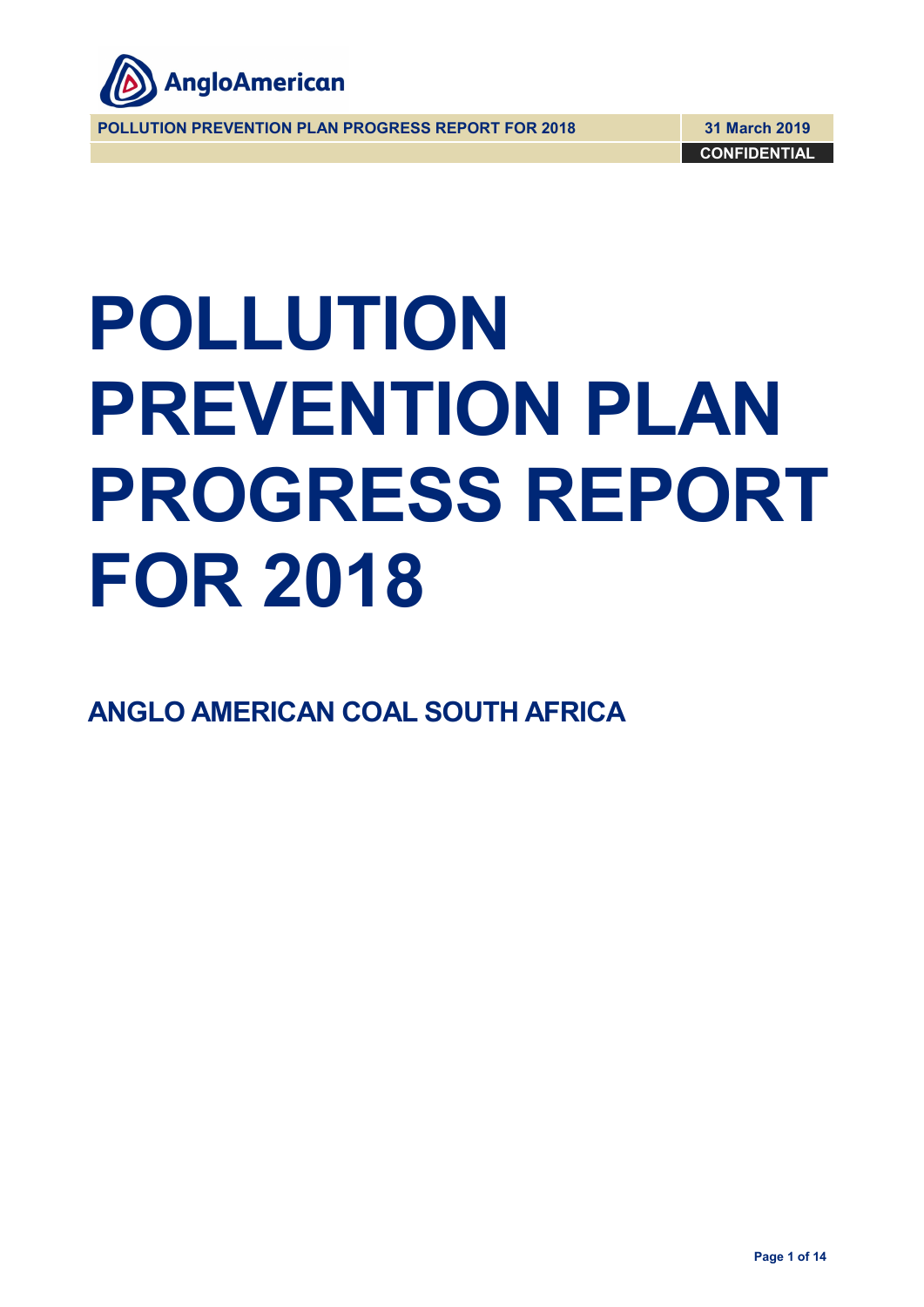# POLLUTION PREVENTION PLAN PROGRESS REPORT FOR 2018

## ANGLO AMERICAN COAL SOUTH AFRICA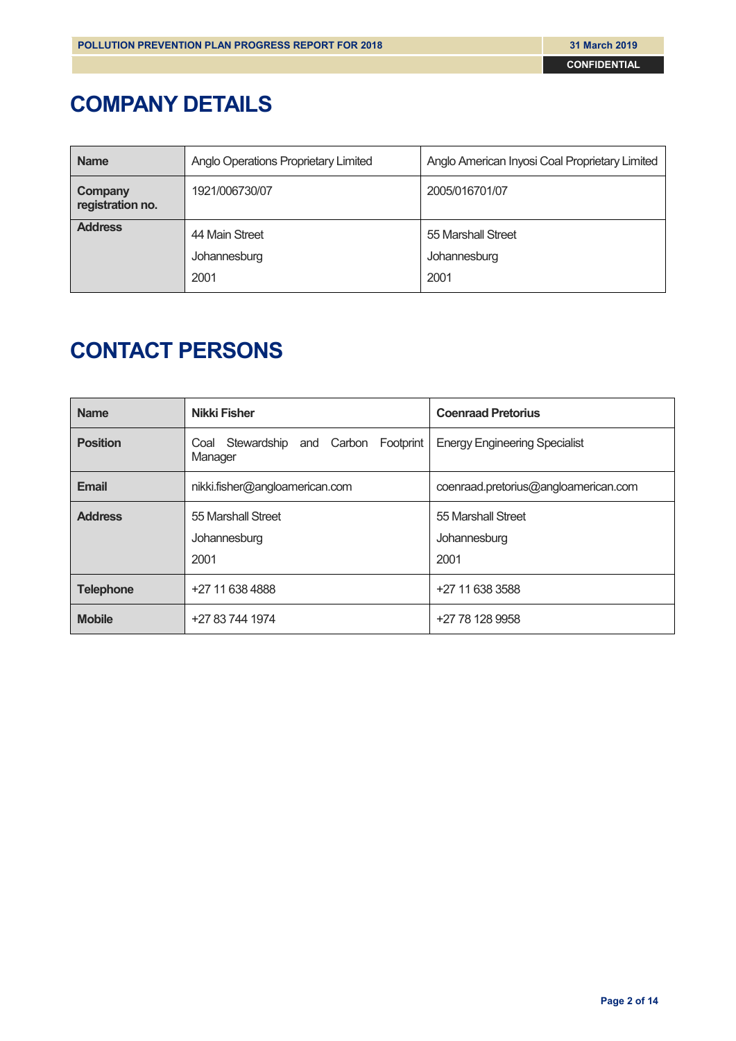# COMPANY DETAILS

| Name | Anglo Operations Proprietary Limited | Anglo American Inyosi Coal Proprietary Limited |
|---|---|---|
| Company registration no. | 1921/006730/07 | 2005/016701/07 |
| Address | 44 Main Street<br>Johannesburg<br>2001 | 55 Marshall Street<br>Johannesburg<br>2001 |

# CONTACT PERSONS

| Name | Nikki Fisher | Coenraad Pretorius |
|---|---|---|
| Position | Coal Stewardship and Carbon Footprint Manager | Energy Engineering Specialist |
| Email | nikki.fisher@angloamerican.com | coenraad.pretorius@angloamerican.com |
| Address | 55 Marshall Street<br>Johannesburg<br>2001 | 55 Marshall Street<br>Johannesburg<br>2001 |
| Telephone | +27 11 638 4888 | +27 11 638 3588 |
| Mobile | +27 83 744 1974 | +27 78 128 9958 |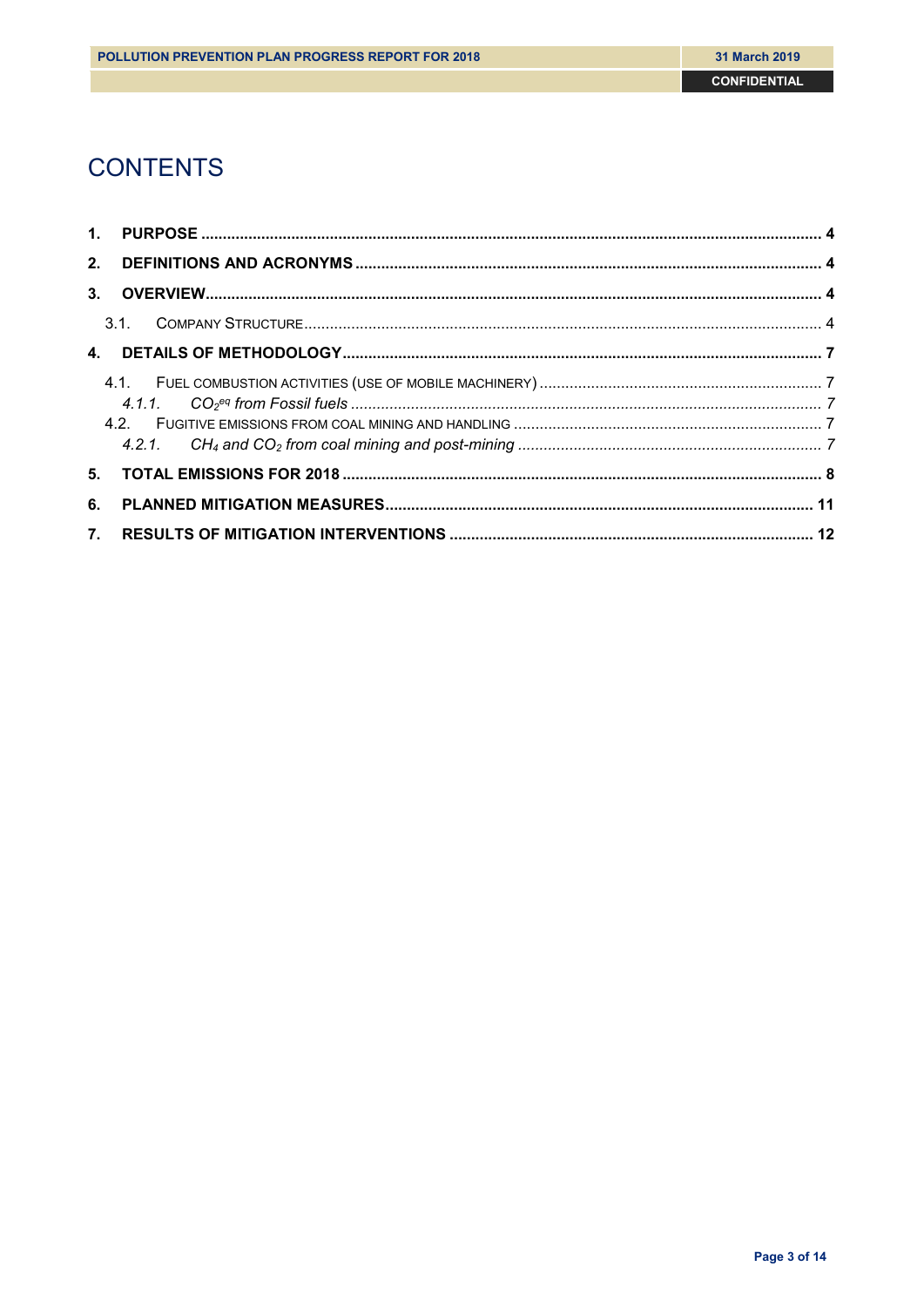# CONTENTS

1. **PURPOSE** .... 4
2. **DEFINITIONS AND ACRONYMS** .... 4
3. **OVERVIEW** .... 4
   - 3.1. COMPANY STRUCTURE .... 4
4. **DETAILS OF METHODOLOGY** .... 7
   - 4.1. FUEL COMBUSTION ACTIVITIES (USE OF MOBILE MACHINERY) .... 7
     - *4.1.1. $CO_2^{eq}$ from Fossil fuels* .... 7
   - 4.2. FUGITIVE EMISSIONS FROM COAL MINING AND HANDLING .... 7
     - *4.2.1. $CH_4$ and $CO_2$ from coal mining and post-mining* .... 7
5. **TOTAL EMISSIONS FOR 2018** .... 8
6. **PLANNED MITIGATION MEASURES** .... 11
7. **RESULTS OF MITIGATION INTERVENTIONS** .... 12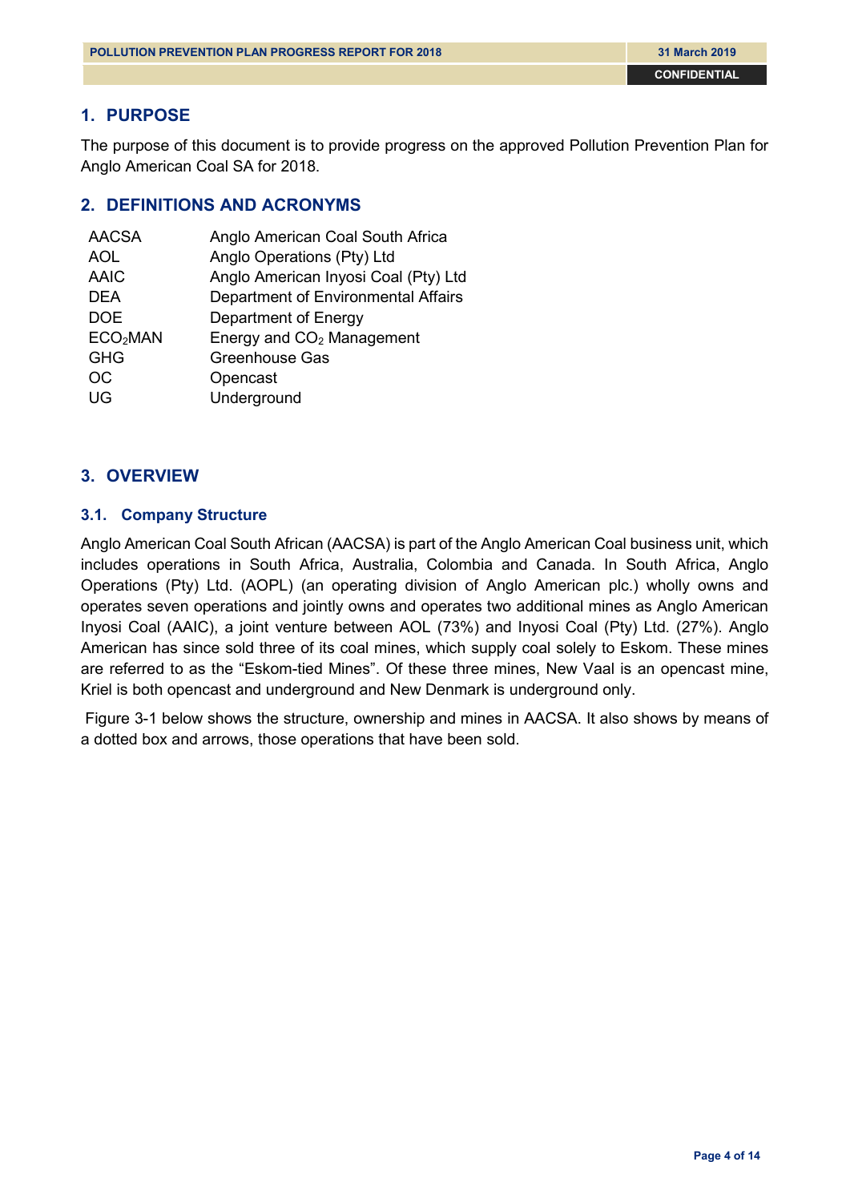## 1. PURPOSE

The purpose of this document is to provide progress on the approved Pollution Prevention Plan for Anglo American Coal SA for 2018.

## 2. DEFINITIONS AND ACRONYMS

| | |
|---|---|
| AACSA | Anglo American Coal South Africa |
| AOL | Anglo Operations (Pty) Ltd |
| AAIC | Anglo American Inyosi Coal (Pty) Ltd |
| DEA | Department of Environmental Affairs |
| DOE | Department of Energy |
| $ECO_2MAN$ | Energy and $CO_2$ Management |
| GHG | Greenhouse Gas |
| OC | Opencast |
| UG | Underground |

## 3. OVERVIEW

### 3.1. Company Structure

Anglo American Coal South African (AACSA) is part of the Anglo American Coal business unit, which includes operations in South Africa, Australia, Colombia and Canada. In South Africa, Anglo Operations (Pty) Ltd. (AOPL) (an operating division of Anglo American plc.) wholly owns and operates seven operations and jointly owns and operates two additional mines as Anglo American Inyosi Coal (AAIC), a joint venture between AOL (73%) and Inyosi Coal (Pty) Ltd. (27%). Anglo American has since sold three of its coal mines, which supply coal solely to Eskom. These mines are referred to as the “Eskom-tied Mines”. Of these three mines, New Vaal is an opencast mine, Kriel is both opencast and underground and New Denmark is underground only.

Figure 3-1 below shows the structure, ownership and mines in AACSA. It also shows by means of a dotted box and arrows, those operations that have been sold.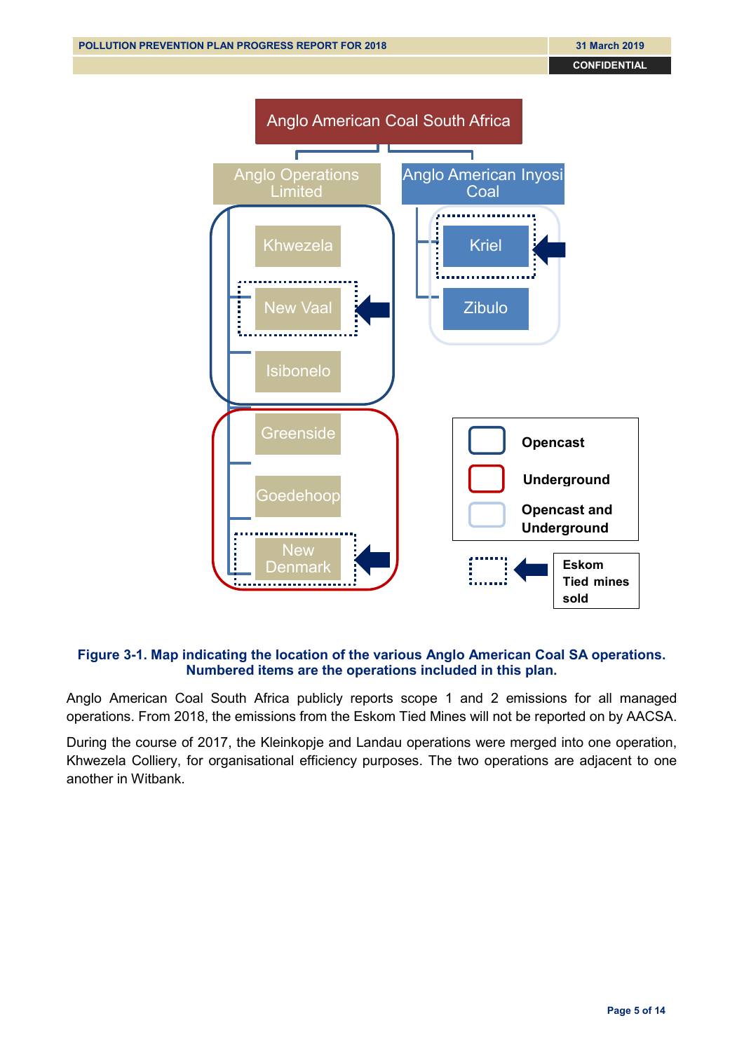Anglo American Coal South Africa

- Anglo Operations Limited
  - Khwezela
  - New Vaal
  - Isibonelo
  - Greenside
  - Goedehoop
  - New Denmark
- Anglo American Inyosi Coal
  - Kriel
  - Zibulo

Legend: Opencast; Underground; Opencast and Underground; Eskom Tied mines sold

**Figure 3-1. Map indicating the location of the various Anglo American Coal SA operations. Numbered items are the operations included in this plan.**

Anglo American Coal South Africa publicly reports scope 1 and 2 emissions for all managed operations. From 2018, the emissions from the Eskom Tied Mines will not be reported on by AACSA.

During the course of 2017, the Kleinkopje and Landau operations were merged into one operation, Khwezela Colliery, for organisational efficiency purposes. The two operations are adjacent to one another in Witbank.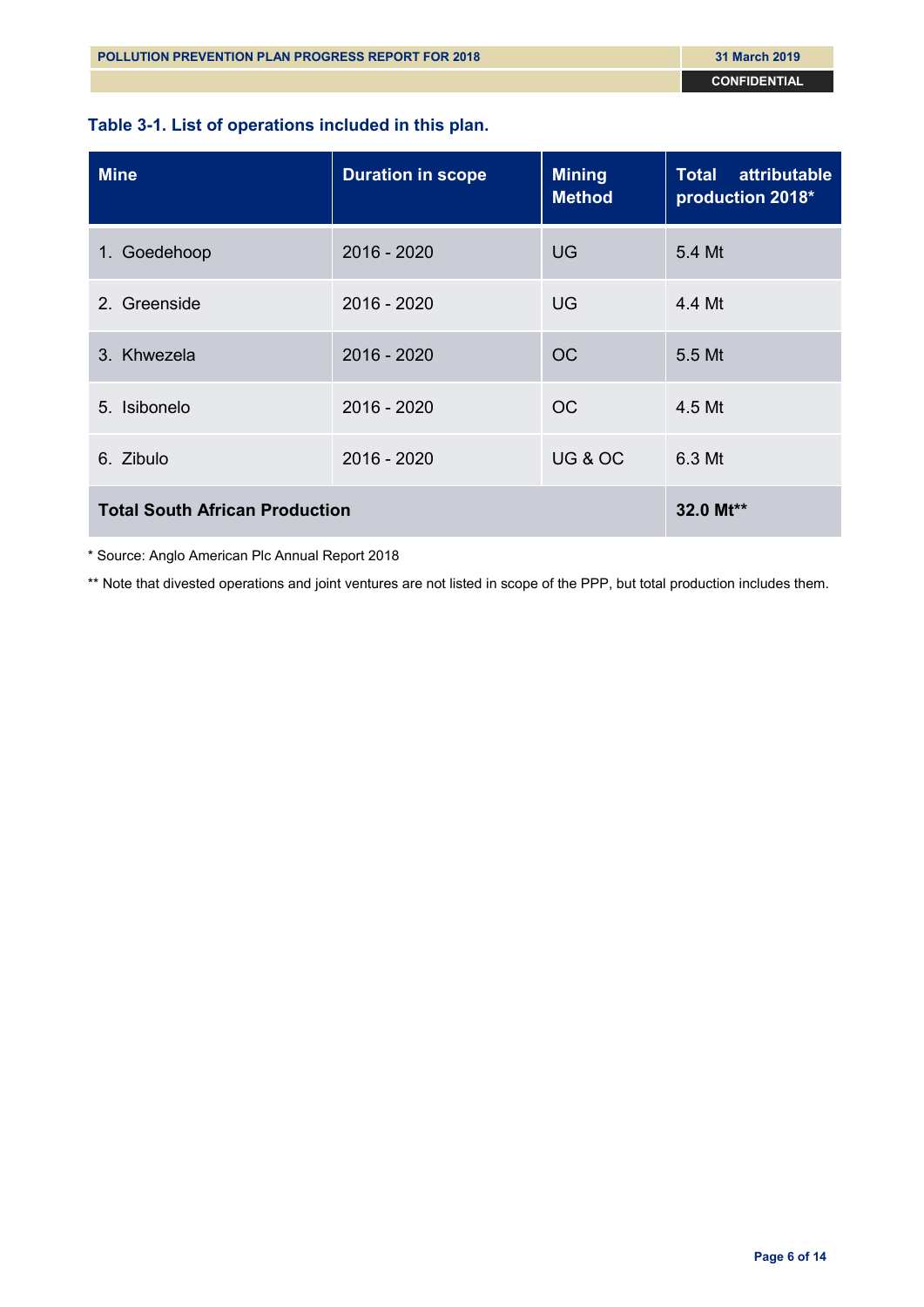**Table 3-1. List of operations included in this plan.**

| Mine | Duration in scope | Mining Method | Total attributable production 2018* |
|---|---|---|---|
| 1. Goedehoop | 2016 - 2020 | UG | 5.4 Mt |
| 2. Greenside | 2016 - 2020 | UG | 4.4 Mt |
| 3. Khwezela | 2016 - 2020 | OC | 5.5 Mt |
| 5. Isibonelo | 2016 - 2020 | OC | 4.5 Mt |
| 6. Zibulo | 2016 - 2020 | UG & OC | 6.3 Mt |
| **Total South African Production** | | | **32.0 Mt**** |

* Source: Anglo American Plc Annual Report 2018

** Note that divested operations and joint ventures are not listed in scope of the PPP, but total production includes them.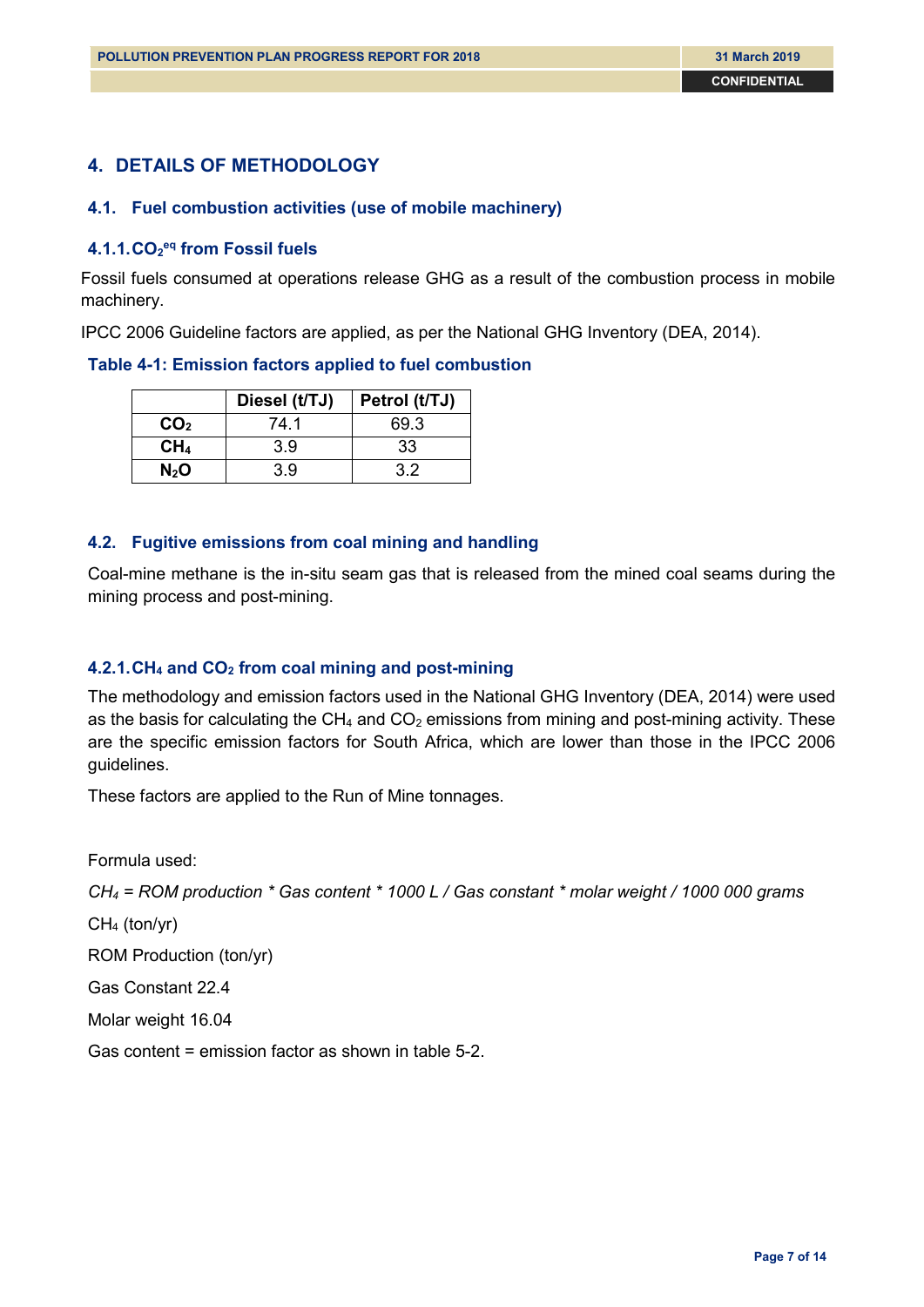## 4. DETAILS OF METHODOLOGY

### 4.1. Fuel combustion activities (use of mobile machinery)

#### 4.1.1. $CO_2^{eq}$ from Fossil fuels

Fossil fuels consumed at operations release GHG as a result of the combustion process in mobile machinery.

IPCC 2006 Guideline factors are applied, as per the National GHG Inventory (DEA, 2014).

**Table 4-1: Emission factors applied to fuel combustion**

| | Diesel (t/TJ) | Petrol (t/TJ) |
|---|---|---|
| **$CO_2$** | 74.1 | 69.3 |
| **$CH_4$** | 3.9 | 33 |
| **$N_2O$** | 3.9 | 3.2 |

### 4.2. Fugitive emissions from coal mining and handling

Coal-mine methane is the in-situ seam gas that is released from the mined coal seams during the mining process and post-mining.

#### 4.2.1. $CH_4$ and $CO_2$ from coal mining and post-mining

The methodology and emission factors used in the National GHG Inventory (DEA, 2014) were used as the basis for calculating the $CH_4$ and $CO_2$ emissions from mining and post-mining activity. These are the specific emission factors for South Africa, which are lower than those in the IPCC 2006 guidelines.

These factors are applied to the Run of Mine tonnages.

Formula used:

*$CH_4$ = ROM production * Gas content * 1000 L / Gas constant * molar weight / 1000 000 grams*

$CH_4$ (ton/yr)

ROM Production (ton/yr)

Gas Constant 22.4

Molar weight 16.04

Gas content = emission factor as shown in table 5-2.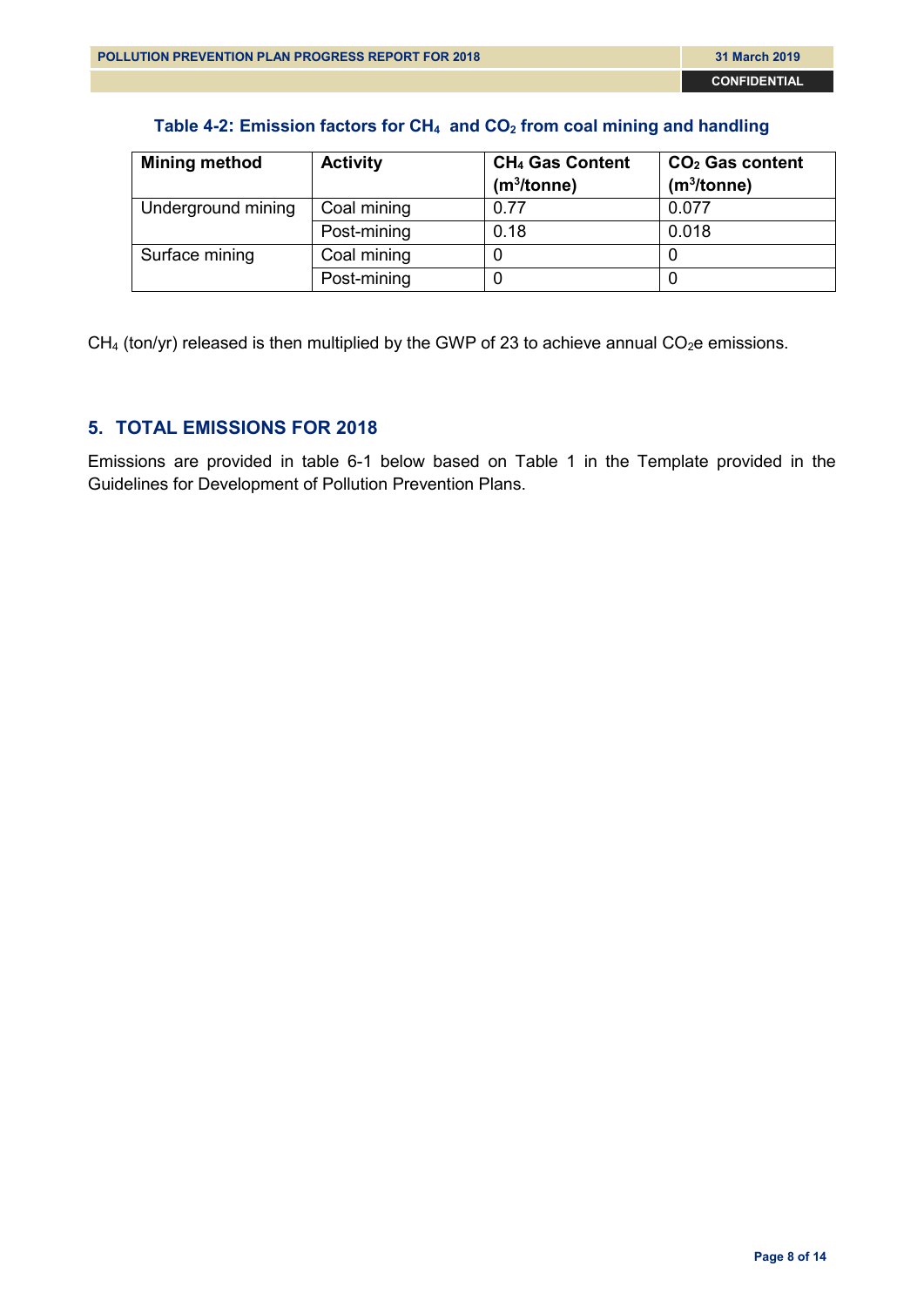**Table 4-2: Emission factors for $CH_4$ and $CO_2$ from coal mining and handling**

| Mining method | Activity | $CH_4$ Gas Content ($m^3$/tonne) | $CO_2$ Gas content ($m^3$/tonne) |
|---|---|---|---|
| Underground mining | Coal mining | 0.77 | 0.077 |
| | Post-mining | 0.18 | 0.018 |
| Surface mining | Coal mining | 0 | 0 |
| | Post-mining | 0 | 0 |

$CH_4$ (ton/yr) released is then multiplied by the GWP of 23 to achieve annual $CO_2$e emissions.

## 5. TOTAL EMISSIONS FOR 2018

Emissions are provided in table 6-1 below based on Table 1 in the Template provided in the Guidelines for Development of Pollution Prevention Plans.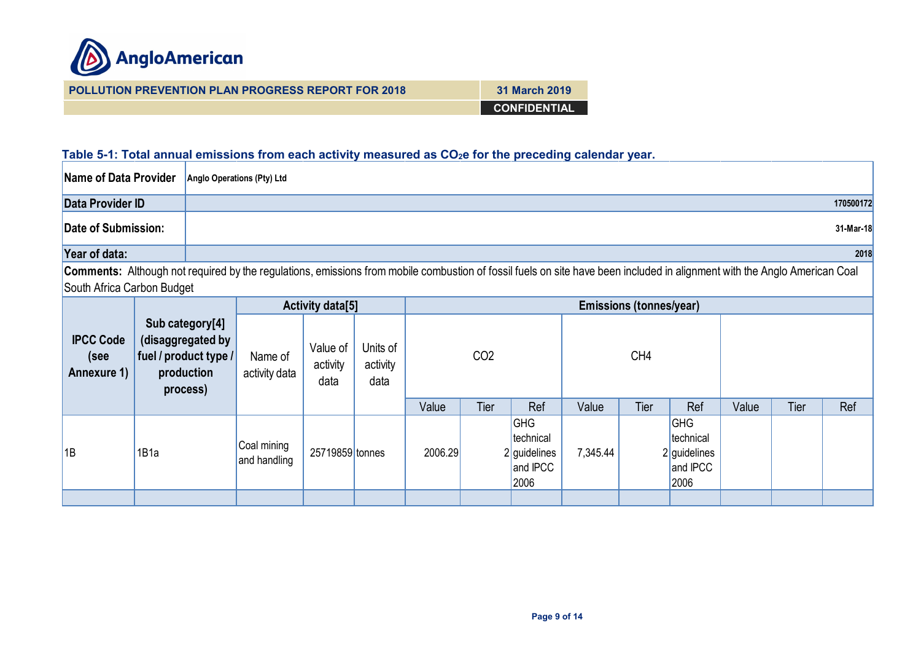**POLLUTION PREVENTION PLAN PROGRESS REPORT FOR 2018** | **31 March 2019** | **CONFIDENTIAL**

### Table 5-1: Total annual emissions from each activity measured as $CO_2e$ for the preceding calendar year.

| | |
|---|---|
| **Name of Data Provider** | **Anglo Operations (Pty) Ltd** |
| **Data Provider ID** | **170500172** |
| **Date of Submission:** | **31-Mar-18** |
| **Year of data:** | **2018** |

**Comments:** Although not required by the regulations, emissions from mobile combustion of fossil fuels on site have been included in alignment with the Anglo American Coal South Africa Carbon Budget

| **IPCC Code (see Annexure 1)** | **Sub category[4] (disaggregated by fuel / product type / production process)** | **Activity data[5]** | | | **Emissions (tonnes/year)** | | | | | | | | |
|---|---|---|---|---|---|---|---|---|---|---|---|---|---|
| | | Name of activity data | Value of activity data | Units of activity data | CO2 | | | CH4 | | | | | |
| | | | | | Value | Tier | Ref | Value | Tier | Ref | Value | Tier | Ref |
| 1B | 1B1a | Coal mining and handling | 25719859 | tonnes | 2006.29 | 2 | GHG technical guidelines and IPCC 2006 | 7,345.44 | 2 | GHG technical guidelines and IPCC 2006 | | | |
| | | | | | | | | | | | | | |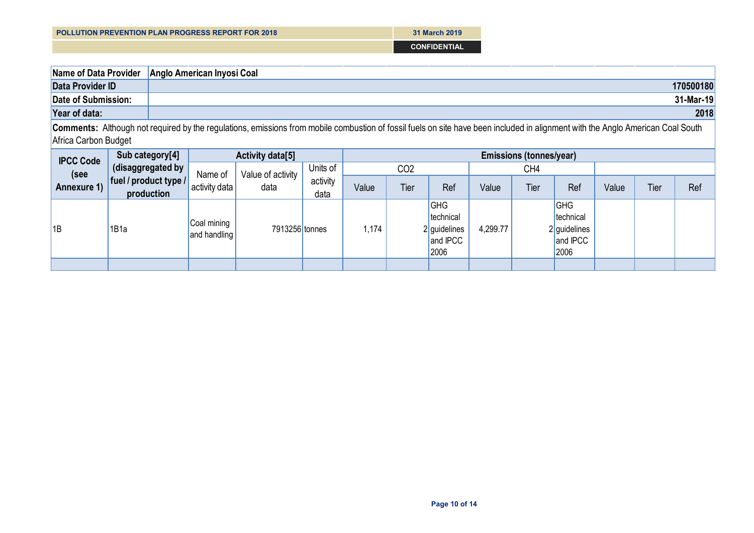**POLLUTION PREVENTION PLAN PROGRESS REPORT FOR 2018** — 31 March 2019

CONFIDENTIAL

| Name of Data Provider | Anglo American Inyosi Coal |
|---|---|
| Data Provider ID | 170500180 |
| Date of Submission: | 31-Mar-19 |
| Year of data: | 2018 |

**Comments:** Although not required by the regulations, emissions from mobile combustion of fossil fuels on site have been included in alignment with the Anglo American Coal South Africa Carbon Budget

| IPCC Code (see Annexure 1) | Sub category[4] (disaggregated by fuel / product type / production | Activity data[5] | | | Emissions (tonnes/year) | | | | | | | | |
|---|---|---|---|---|---|---|---|---|---|---|---|---|---|
| | | Name of activity data | Value of activity data | Units of activity data | $CO_2$ | | | $CH_4$ | | | | | |
| | | | | | Value | Tier | Ref | Value | Tier | Ref | Value | Tier | Ref |
| 1B | 1B1a | Coal mining and handling | 7913256 | tonnes | 1,174 | 2 | GHG technical guidelines and IPCC 2006 | 4,299.77 | 2 | GHG technical guidelines and IPCC 2006 | | | |
| | | | | | | | | | | | | | |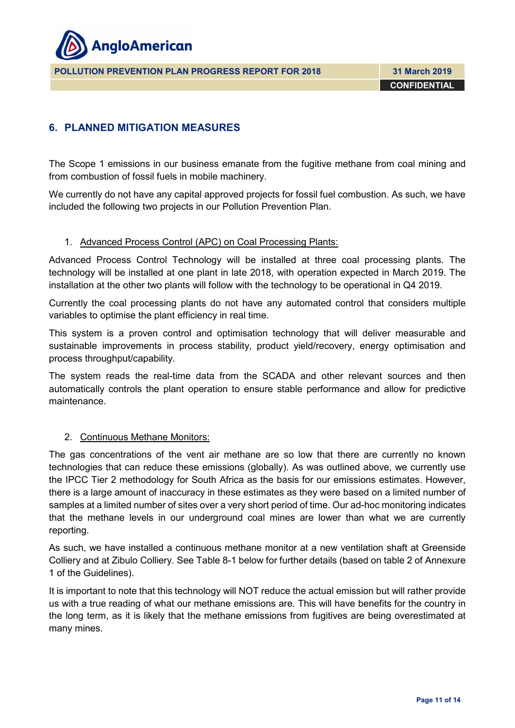## 6. PLANNED MITIGATION MEASURES

The Scope 1 emissions in our business emanate from the fugitive methane from coal mining and from combustion of fossil fuels in mobile machinery.

We currently do not have any capital approved projects for fossil fuel combustion. As such, we have included the following two projects in our Pollution Prevention Plan.

1. Advanced Process Control (APC) on Coal Processing Plants:

Advanced Process Control Technology will be installed at three coal processing plants. The technology will be installed at one plant in late 2018, with operation expected in March 2019. The installation at the other two plants will follow with the technology to be operational in Q4 2019.

Currently the coal processing plants do not have any automated control that considers multiple variables to optimise the plant efficiency in real time.

This system is a proven control and optimisation technology that will deliver measurable and sustainable improvements in process stability, product yield/recovery, energy optimisation and process throughput/capability.

The system reads the real-time data from the SCADA and other relevant sources and then automatically controls the plant operation to ensure stable performance and allow for predictive maintenance.

2. Continuous Methane Monitors:

The gas concentrations of the vent air methane are so low that there are currently no known technologies that can reduce these emissions (globally). As was outlined above, we currently use the IPCC Tier 2 methodology for South Africa as the basis for our emissions estimates. However, there is a large amount of inaccuracy in these estimates as they were based on a limited number of samples at a limited number of sites over a very short period of time. Our ad-hoc monitoring indicates that the methane levels in our underground coal mines are lower than what we are currently reporting.

As such, we have installed a continuous methane monitor at a new ventilation shaft at Greenside Colliery and at Zibulo Colliery. See Table 8-1 below for further details (based on table 2 of Annexure 1 of the Guidelines).

It is important to note that this technology will NOT reduce the actual emission but will rather provide us with a true reading of what our methane emissions are. This will have benefits for the country in the long term, as it is likely that the methane emissions from fugitives are being overestimated at many mines.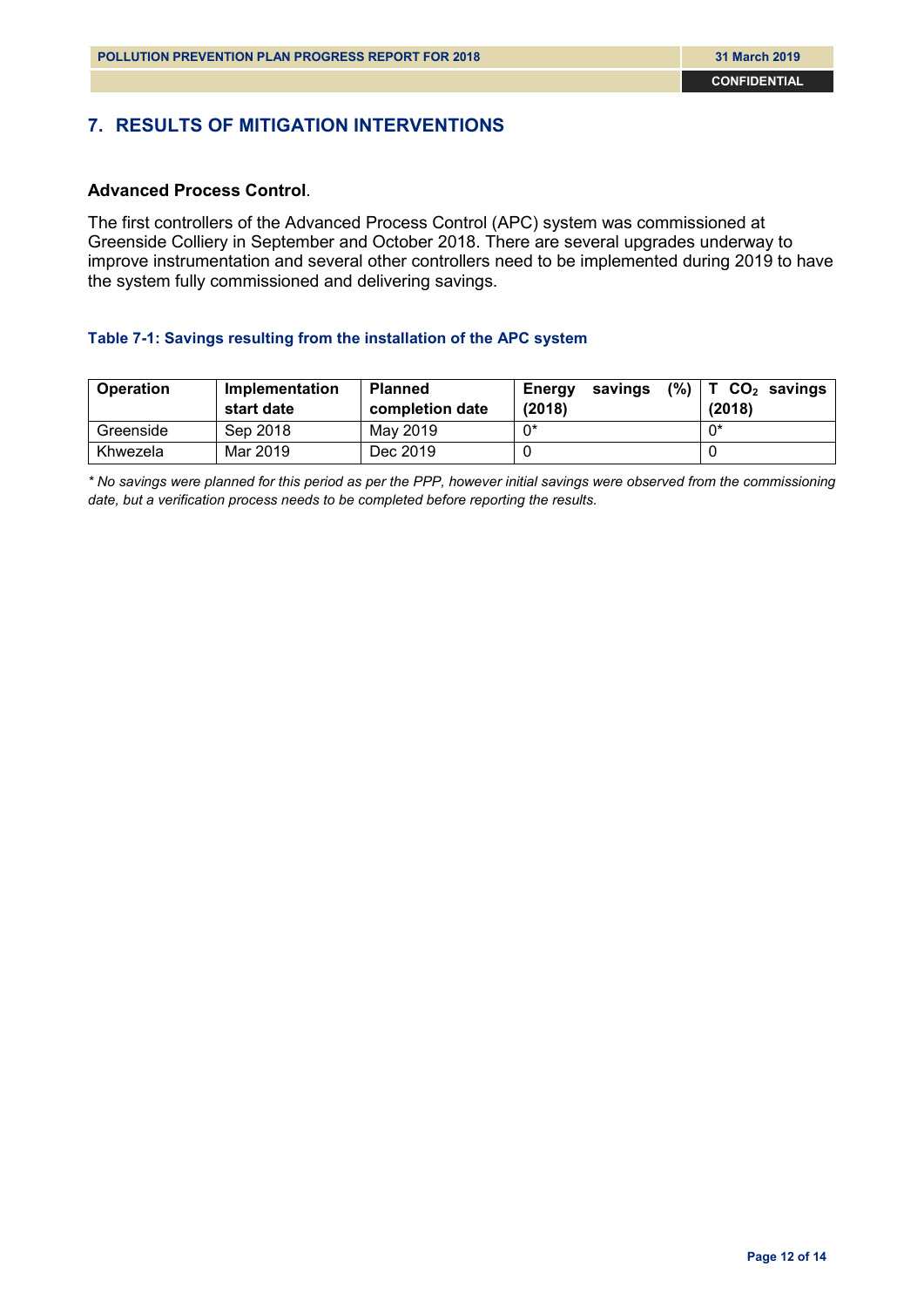## 7. RESULTS OF MITIGATION INTERVENTIONS

**Advanced Process Control**.

The first controllers of the Advanced Process Control (APC) system was commissioned at Greenside Colliery in September and October 2018. There are several upgrades underway to improve instrumentation and several other controllers need to be implemented during 2019 to have the system fully commissioned and delivering savings.

**Table 7-1: Savings resulting from the installation of the APC system**

| Operation | Implementation start date | Planned completion date | Energy savings (%) (2018) | T $CO_2$ savings (2018) |
|---|---|---|---|---|
| Greenside | Sep 2018 | May 2019 | 0* | 0* |
| Khwezela | Mar 2019 | Dec 2019 | 0 | 0 |

*\* No savings were planned for this period as per the PPP, however initial savings were observed from the commissioning date, but a verification process needs to be completed before reporting the results.*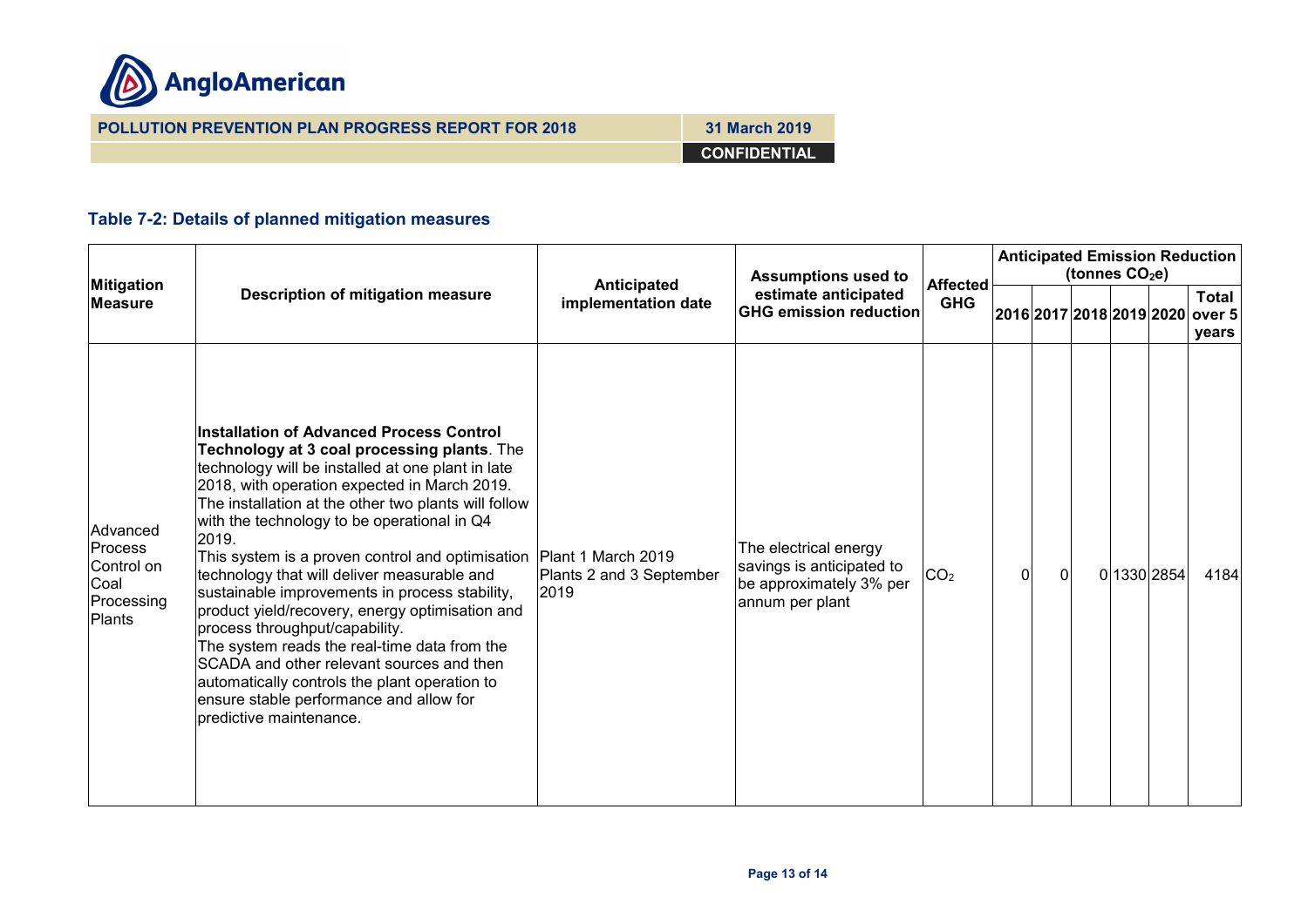### Table 7-2: Details of planned mitigation measures

| Mitigation Measure | Description of mitigation measure | Anticipated implementation date | Assumptions used to estimate anticipated GHG emission reduction | Affected GHG | Anticipated Emission Reduction (tonnes $CO_2e$) | | | | | |
|---|---|---|---|---|---|---|---|---|---|---|
| | | | | | 2016 | 2017 | 2018 | 2019 | 2020 | Total over 5 years |
| Advanced Process Control on Coal Processing Plants | **Installation of Advanced Process Control Technology at 3 coal processing plants**. The technology will be installed at one plant in late 2018, with operation expected in March 2019. The installation at the other two plants will follow with the technology to be operational in Q4 2019. This system is a proven control and optimisation technology that will deliver measurable and sustainable improvements in process stability, product yield/recovery, energy optimisation and process throughput/capability. The system reads the real-time data from the SCADA and other relevant sources and then automatically controls the plant operation to ensure stable performance and allow for predictive maintenance. | Plant 1 March 2019 Plants 2 and 3 September 2019 | The electrical energy savings is anticipated to be approximately 3% per annum per plant | $CO_2$ | 0 | 0 | 0 | 1330 | 2854 | 4184 |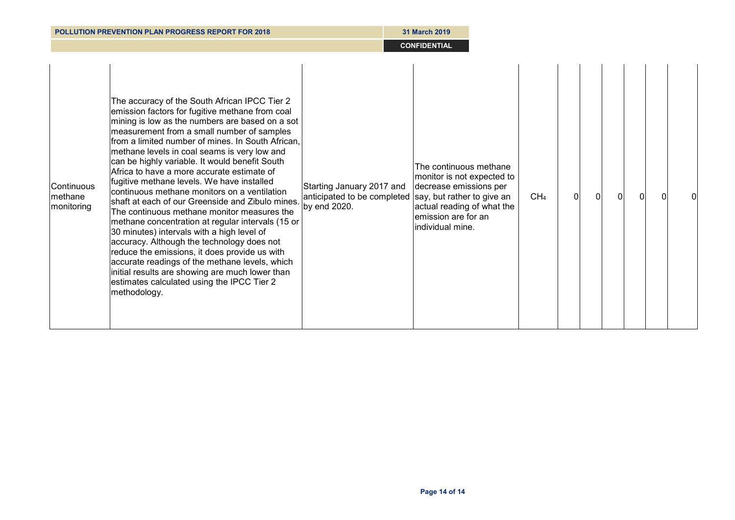| | | | | | | | | | | |
|---|---|---|---|---|---|---|---|---|---|---|
| Continuous methane monitoring | The accuracy of the South African IPCC Tier 2 emission factors for fugitive methane from coal mining is low as the numbers are based on a sot measurement from a small number of samples from a limited number of mines. In South African, methane levels in coal seams is very low and can be highly variable. It would benefit South Africa to have a more accurate estimate of fugitive methane levels. We have installed continuous methane monitors on a ventilation shaft at each of our Greenside and Zibulo mines. The continuous methane monitor measures the methane concentration at regular intervals (15 or 30 minutes) intervals with a high level of accuracy. Although the technology does not reduce the emissions, it does provide us with accurate readings of the methane levels, which initial results are showing are much lower than estimates calculated using the IPCC Tier 2 methodology. | Starting January 2017 and anticipated to be completed by end 2020. | The continuous methane monitor is not expected to decrease emissions per say, but rather to give an actual reading of what the emission are for an individual mine. | $CH_4$ | 0 | 0 | 0 | 0 | 0 | 0 |